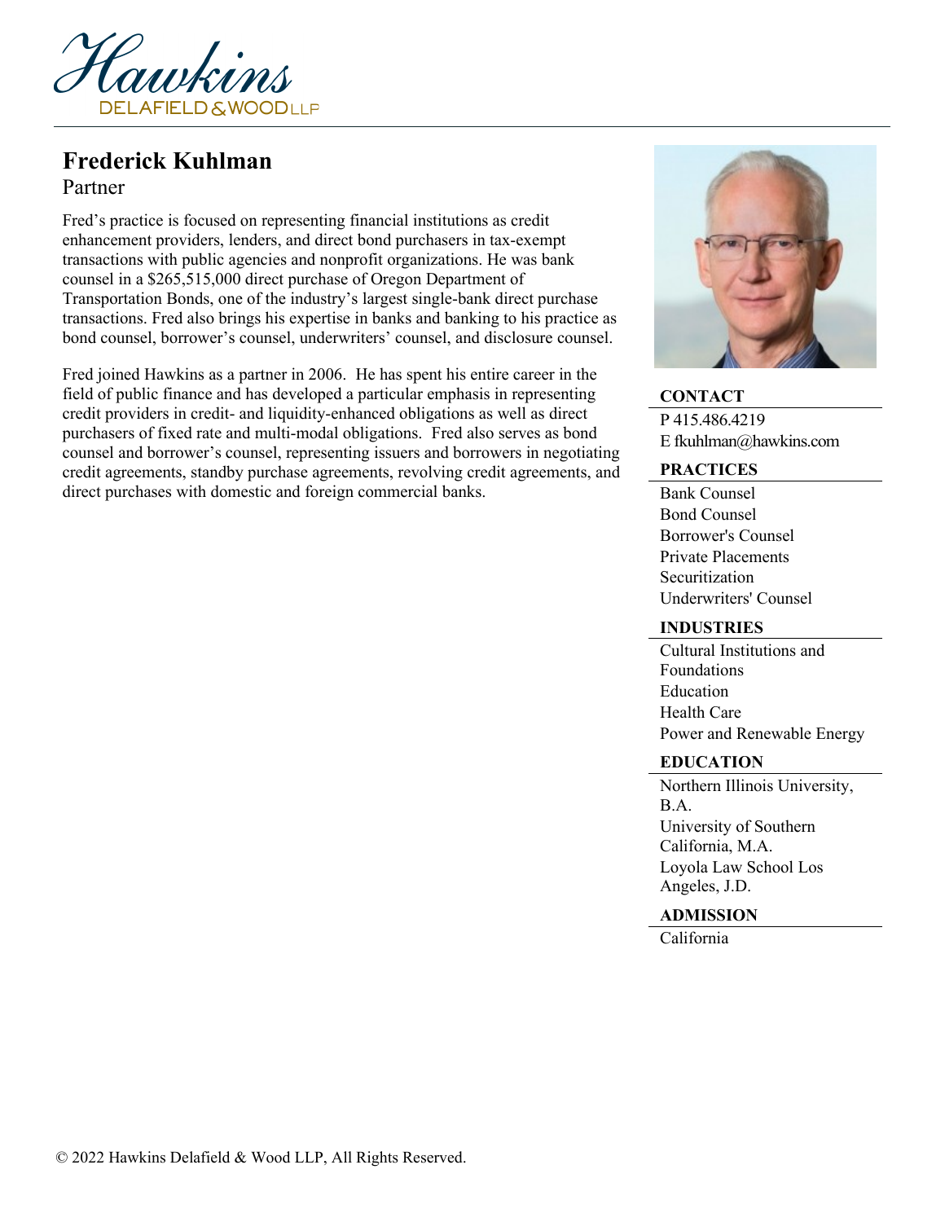# Frederick Kuhlman

Partner

Fred's practice is focused on representing financial institutions as credit enhancement providers, lenders, and direct bond purchasers in tax-exempt transactions with public agencies and nonprofit organizations. He was bank counsel in a $265,515,000 direct purchase of Oregon Department of Transportation Bonds, one of the industry's largest single-bank direct purchase transactions. Fred also brings his expertise in banks and banking to his practice as bond counsel, borrower's counsel, underwriters' counsel, and disclosure counsel.

Fred joined Hawkins as a partner in 2006. He has spent his entire career in the field of public finance and has developed a particular emphasis in representing credit providers in credit- and liquidity-enhanced obligations as well as direct purchasers of fixed rate and multi-modal obligations. Fred also serves as bond counsel and borrower's counsel, representing issuers and borrowers in negotiating credit agreements, standby purchase agreements, revolving credit agreements, and direct purchases with domestic and foreign commercial banks.

## CONTACT

P 415.486.4219
E fkuhlman@hawkins.com

## PRACTICES

- Bank Counsel
- Bond Counsel
- Borrower's Counsel
- Private Placements
- Securitization
- Underwriters' Counsel

## INDUSTRIES

- Cultural Institutions and Foundations
- Education
- Health Care
- Power and Renewable Energy

## EDUCATION

- Northern Illinois University, B.A.
- University of Southern California, M.A.
- Loyola Law School Los Angeles, J.D.

## ADMISSION

- California

© 2022 Hawkins Delafield & Wood LLP, All Rights Reserved.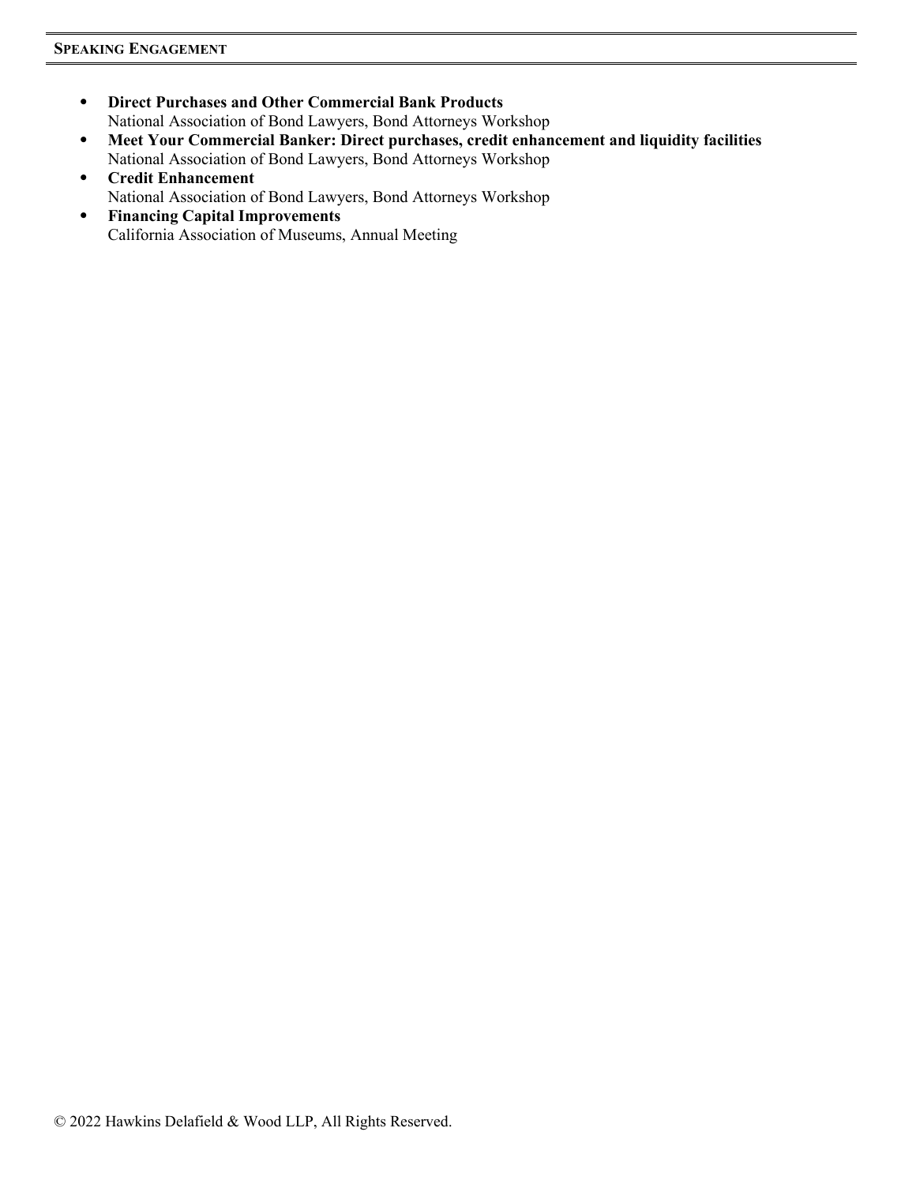**Speaking Engagement**

- **Direct Purchases and Other Commercial Bank Products**
  National Association of Bond Lawyers, Bond Attorneys Workshop
- **Meet Your Commercial Banker: Direct purchases, credit enhancement and liquidity facilities**
  National Association of Bond Lawyers, Bond Attorneys Workshop
- **Credit Enhancement**
  National Association of Bond Lawyers, Bond Attorneys Workshop
- **Financing Capital Improvements**
  California Association of Museums, Annual Meeting